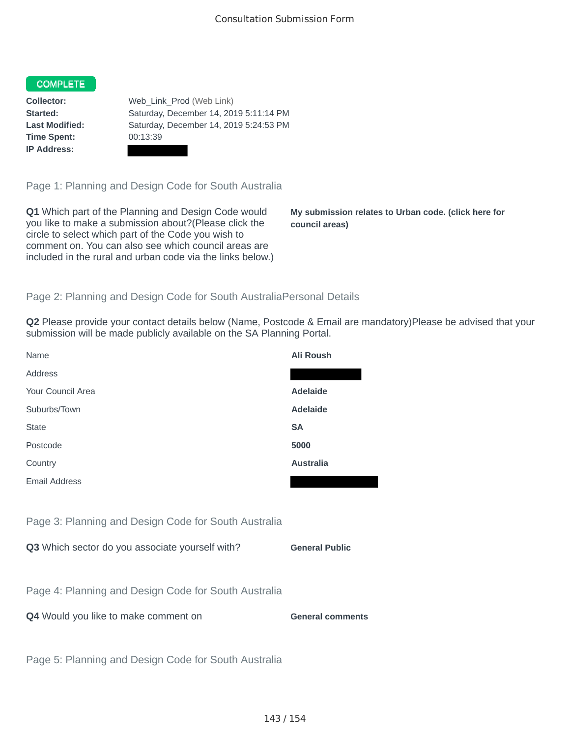Consultation Submission Form

**COMPLETE**

**Collector:** Web_Link_Prod (Web Link)
**Started:** Saturday, December 14, 2019 5:11:14 PM
**Last Modified:** Saturday, December 14, 2019 5:24:53 PM
**Time Spent:** 00:13:39
**IP Address:**

## Page 1: Planning and Design Code for South Australia

**Q1** Which part of the Planning and Design Code would you like to make a submission about?(Please click the circle to select which part of the Code you wish to comment on. You can also see which council areas are included in the rural and urban code via the links below.)

**My submission relates to Urban code. (click here for council areas)**

## Page 2: Planning and Design Code for South AustraliaPersonal Details

**Q2** Please provide your contact details below (Name, Postcode & Email are mandatory)Please be advised that your submission will be made publicly available on the SA Planning Portal.

| | |
|---|---|
| Name | **Ali Roush** |
| Address | |
| Your Council Area | **Adelaide** |
| Suburbs/Town | **Adelaide** |
| State | **SA** |
| Postcode | **5000** |
| Country | **Australia** |
| Email Address | |

## Page 3: Planning and Design Code for South Australia

**Q3** Which sector do you associate yourself with? **General Public**

## Page 4: Planning and Design Code for South Australia

**Q4** Would you like to make comment on **General comments**

## Page 5: Planning and Design Code for South Australia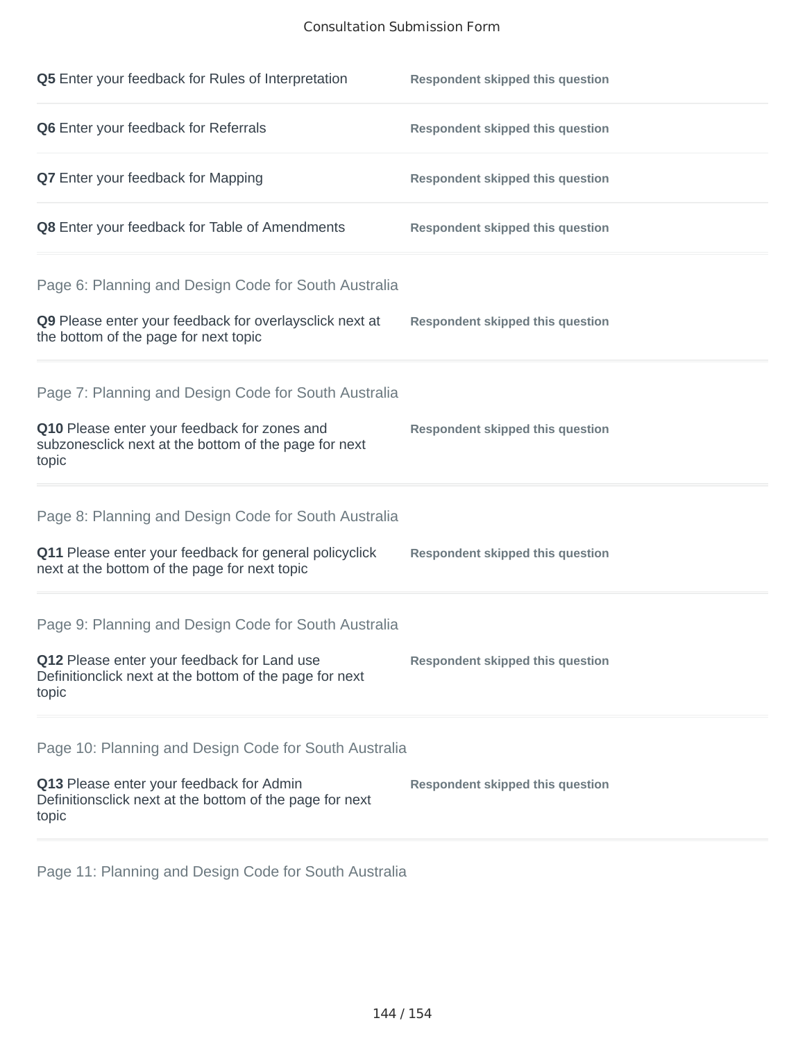**Q5** Enter your feedback for Rules of Interpretation — **Respondent skipped this question**

**Q6** Enter your feedback for Referrals — **Respondent skipped this question**

**Q7** Enter your feedback for Mapping — **Respondent skipped this question**

**Q8** Enter your feedback for Table of Amendments — **Respondent skipped this question**

## Page 6: Planning and Design Code for South Australia

**Q9** Please enter your feedback for overlaysclick next at the bottom of the page for next topic — **Respondent skipped this question**

## Page 7: Planning and Design Code for South Australia

**Q10** Please enter your feedback for zones and subzonesclick next at the bottom of the page for next topic — **Respondent skipped this question**

## Page 8: Planning and Design Code for South Australia

**Q11** Please enter your feedback for general policyclick next at the bottom of the page for next topic — **Respondent skipped this question**

## Page 9: Planning and Design Code for South Australia

**Q12** Please enter your feedback for Land use Definitionclick next at the bottom of the page for next topic — **Respondent skipped this question**

## Page 10: Planning and Design Code for South Australia

**Q13** Please enter your feedback for Admin Definitionsclick next at the bottom of the page for next topic — **Respondent skipped this question**

## Page 11: Planning and Design Code for South Australia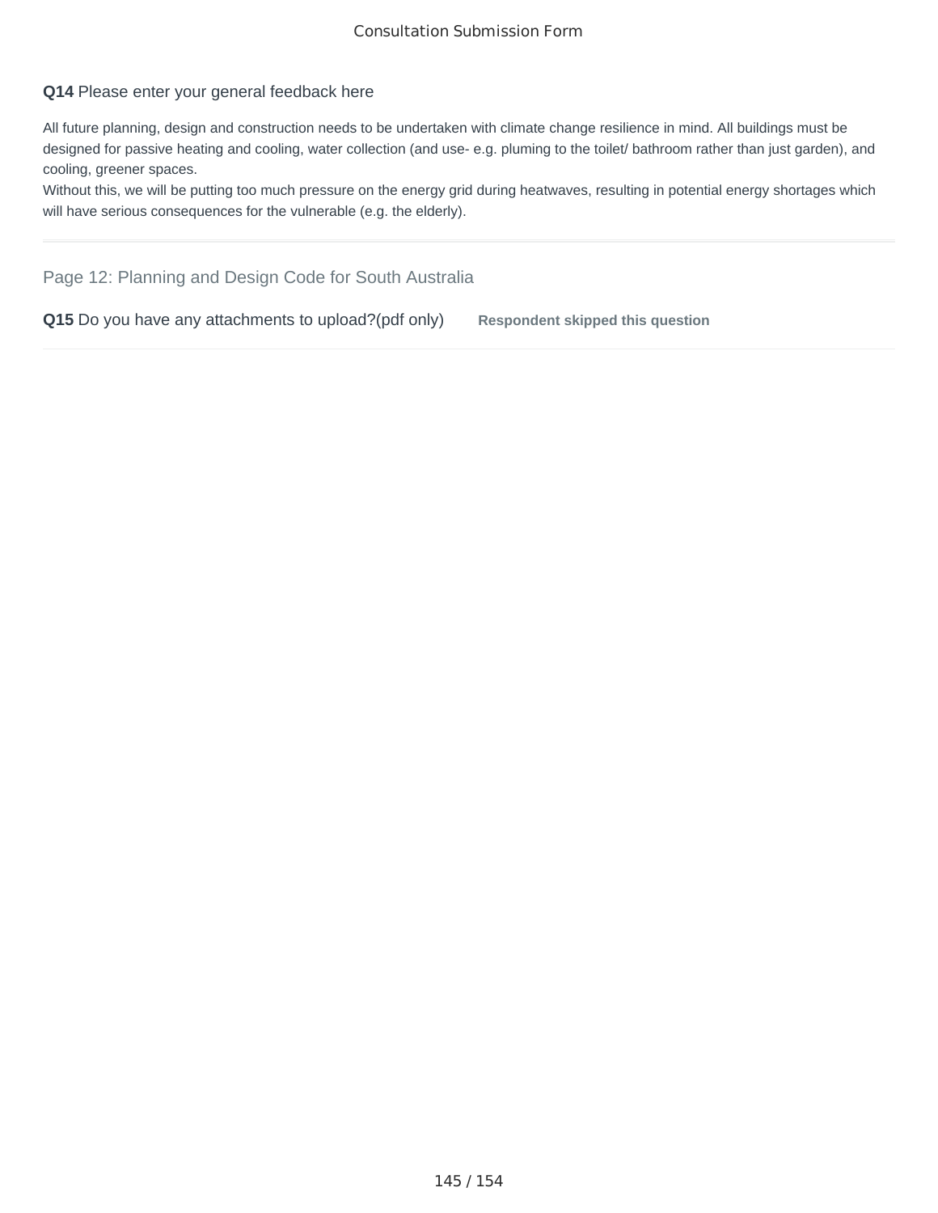**Q14** Please enter your general feedback here

All future planning, design and construction needs to be undertaken with climate change resilience in mind. All buildings must be designed for passive heating and cooling, water collection (and use- e.g. pluming to the toilet/ bathroom rather than just garden), and cooling, greener spaces.
Without this, we will be putting too much pressure on the energy grid during heatwaves, resulting in potential energy shortages which will have serious consequences for the vulnerable (e.g. the elderly).

---

## Page 12: Planning and Design Code for South Australia

**Q15** Do you have any attachments to upload?(pdf only) **Respondent skipped this question**